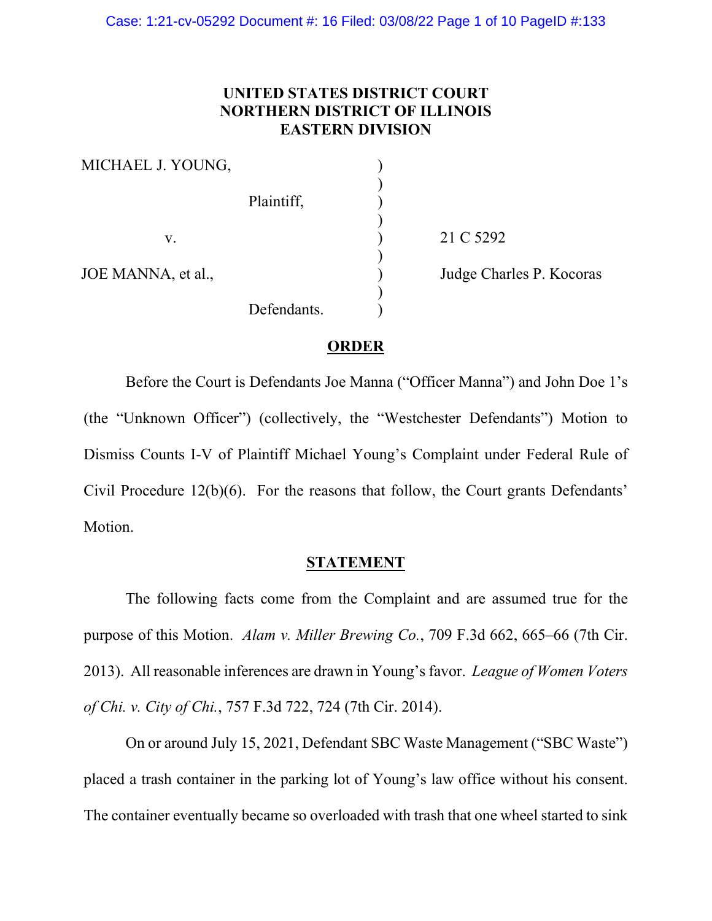# UNITED STATES DISTRICT COURT
# NORTHERN DISTRICT OF ILLINOIS
# EASTERN DIVISION

| | | |
|---|---|---|
| MICHAEL J. YOUNG, | ) | |
| | ) | |
| Plaintiff, | ) | |
| | ) | |
| v. | ) | 21 C 5292 |
| | ) | |
| JOE MANNA, et al., | ) | Judge Charles P. Kocoras |
| | ) | |
| Defendants. | ) | |

## ORDER

Before the Court is Defendants Joe Manna ("Officer Manna") and John Doe 1's (the "Unknown Officer") (collectively, the "Westchester Defendants") Motion to Dismiss Counts I-V of Plaintiff Michael Young's Complaint under Federal Rule of Civil Procedure 12(b)(6). For the reasons that follow, the Court grants Defendants' Motion.

## STATEMENT

The following facts come from the Complaint and are assumed true for the purpose of this Motion. *Alam v. Miller Brewing Co.*, 709 F.3d 662, 665–66 (7th Cir. 2013). All reasonable inferences are drawn in Young's favor. *League of Women Voters of Chi. v. City of Chi.*, 757 F.3d 722, 724 (7th Cir. 2014).

On or around July 15, 2021, Defendant SBC Waste Management ("SBC Waste") placed a trash container in the parking lot of Young's law office without his consent. The container eventually became so overloaded with trash that one wheel started to sink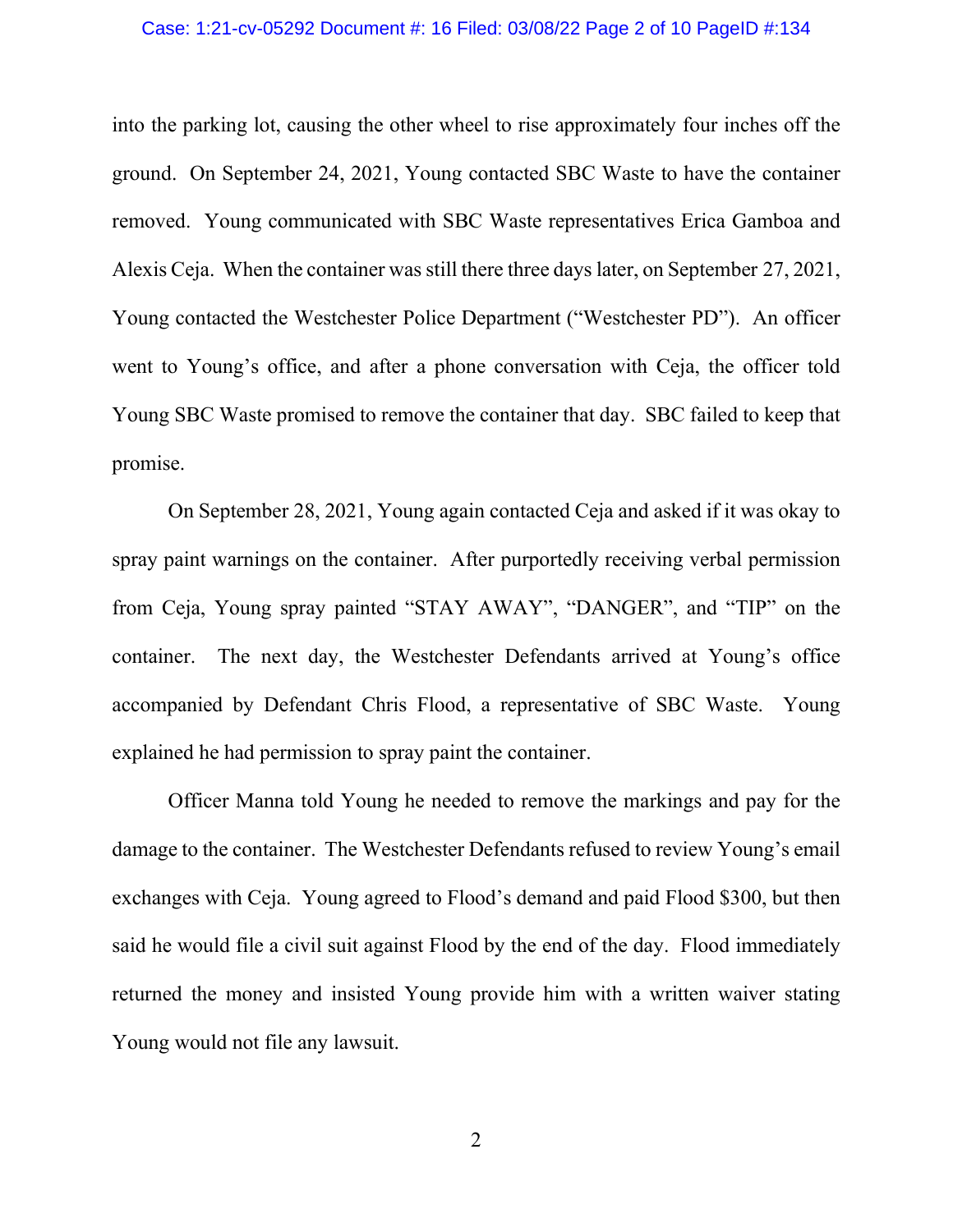into the parking lot, causing the other wheel to rise approximately four inches off the ground. On September 24, 2021, Young contacted SBC Waste to have the container removed. Young communicated with SBC Waste representatives Erica Gamboa and Alexis Ceja. When the container was still there three days later, on September 27, 2021, Young contacted the Westchester Police Department ("Westchester PD"). An officer went to Young's office, and after a phone conversation with Ceja, the officer told Young SBC Waste promised to remove the container that day. SBC failed to keep that promise.

On September 28, 2021, Young again contacted Ceja and asked if it was okay to spray paint warnings on the container. After purportedly receiving verbal permission from Ceja, Young spray painted "STAY AWAY", "DANGER", and "TIP" on the container. The next day, the Westchester Defendants arrived at Young's office accompanied by Defendant Chris Flood, a representative of SBC Waste. Young explained he had permission to spray paint the container.

Officer Manna told Young he needed to remove the markings and pay for the damage to the container. The Westchester Defendants refused to review Young's email exchanges with Ceja. Young agreed to Flood's demand and paid Flood $300, but then said he would file a civil suit against Flood by the end of the day. Flood immediately returned the money and insisted Young provide him with a written waiver stating Young would not file any lawsuit.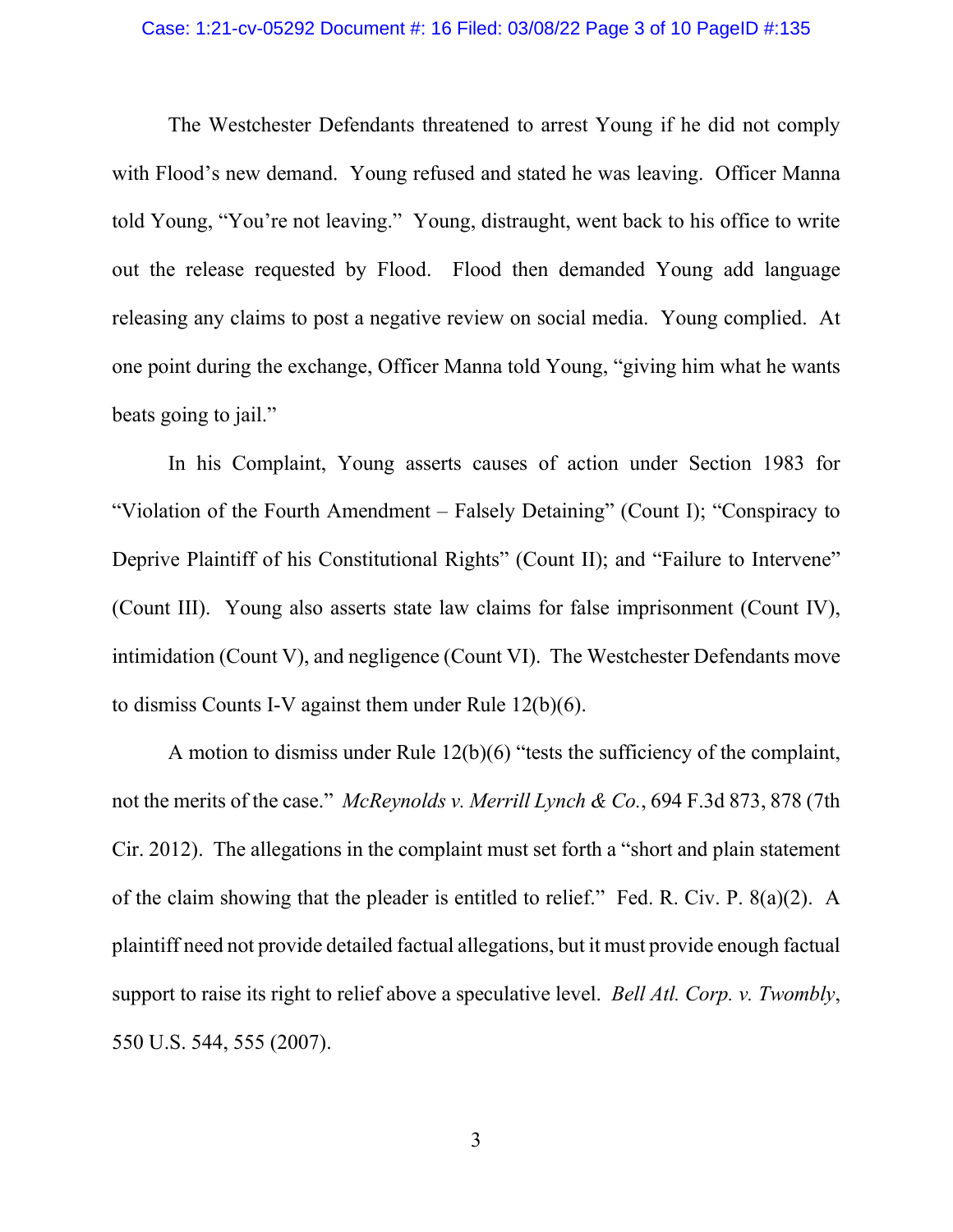The Westchester Defendants threatened to arrest Young if he did not comply with Flood's new demand. Young refused and stated he was leaving. Officer Manna told Young, "You're not leaving." Young, distraught, went back to his office to write out the release requested by Flood. Flood then demanded Young add language releasing any claims to post a negative review on social media. Young complied. At one point during the exchange, Officer Manna told Young, "giving him what he wants beats going to jail."

In his Complaint, Young asserts causes of action under Section 1983 for "Violation of the Fourth Amendment – Falsely Detaining" (Count I); "Conspiracy to Deprive Plaintiff of his Constitutional Rights" (Count II); and "Failure to Intervene" (Count III). Young also asserts state law claims for false imprisonment (Count IV), intimidation (Count V), and negligence (Count VI). The Westchester Defendants move to dismiss Counts I-V against them under Rule 12(b)(6).

A motion to dismiss under Rule 12(b)(6) "tests the sufficiency of the complaint, not the merits of the case." *McReynolds v. Merrill Lynch & Co.*, 694 F.3d 873, 878 (7th Cir. 2012). The allegations in the complaint must set forth a "short and plain statement of the claim showing that the pleader is entitled to relief." Fed. R. Civ. P. 8(a)(2). A plaintiff need not provide detailed factual allegations, but it must provide enough factual support to raise its right to relief above a speculative level. *Bell Atl. Corp. v. Twombly*, 550 U.S. 544, 555 (2007).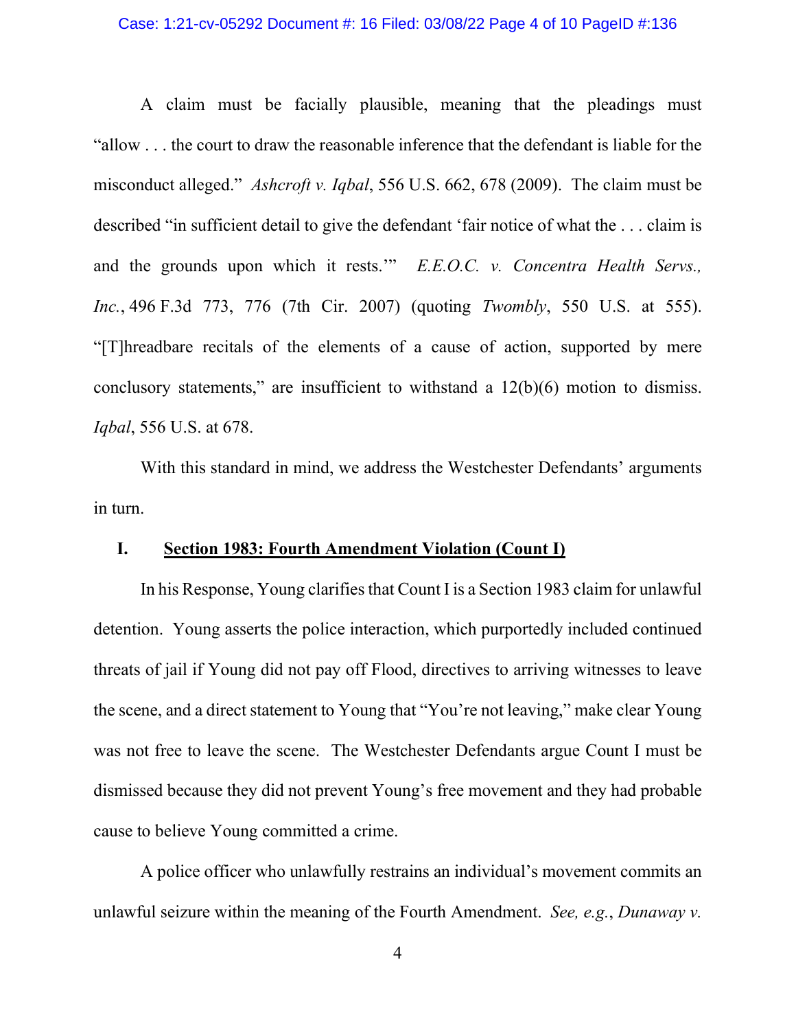A claim must be facially plausible, meaning that the pleadings must "allow . . . the court to draw the reasonable inference that the defendant is liable for the misconduct alleged." *Ashcroft v. Iqbal*, 556 U.S. 662, 678 (2009). The claim must be described "in sufficient detail to give the defendant 'fair notice of what the . . . claim is and the grounds upon which it rests.'" *E.E.O.C. v. Concentra Health Servs., Inc.*, 496 F.3d 773, 776 (7th Cir. 2007) (quoting *Twombly*, 550 U.S. at 555). "[T]hreadbare recitals of the elements of a cause of action, supported by mere conclusory statements," are insufficient to withstand a 12(b)(6) motion to dismiss. *Iqbal*, 556 U.S. at 678.

With this standard in mind, we address the Westchester Defendants' arguments in turn.

## I. **Section 1983: Fourth Amendment Violation (Count I)**

In his Response, Young clarifies that Count I is a Section 1983 claim for unlawful detention. Young asserts the police interaction, which purportedly included continued threats of jail if Young did not pay off Flood, directives to arriving witnesses to leave the scene, and a direct statement to Young that "You're not leaving," make clear Young was not free to leave the scene. The Westchester Defendants argue Count I must be dismissed because they did not prevent Young's free movement and they had probable cause to believe Young committed a crime.

A police officer who unlawfully restrains an individual's movement commits an unlawful seizure within the meaning of the Fourth Amendment. *See, e.g.*, *Dunaway v.*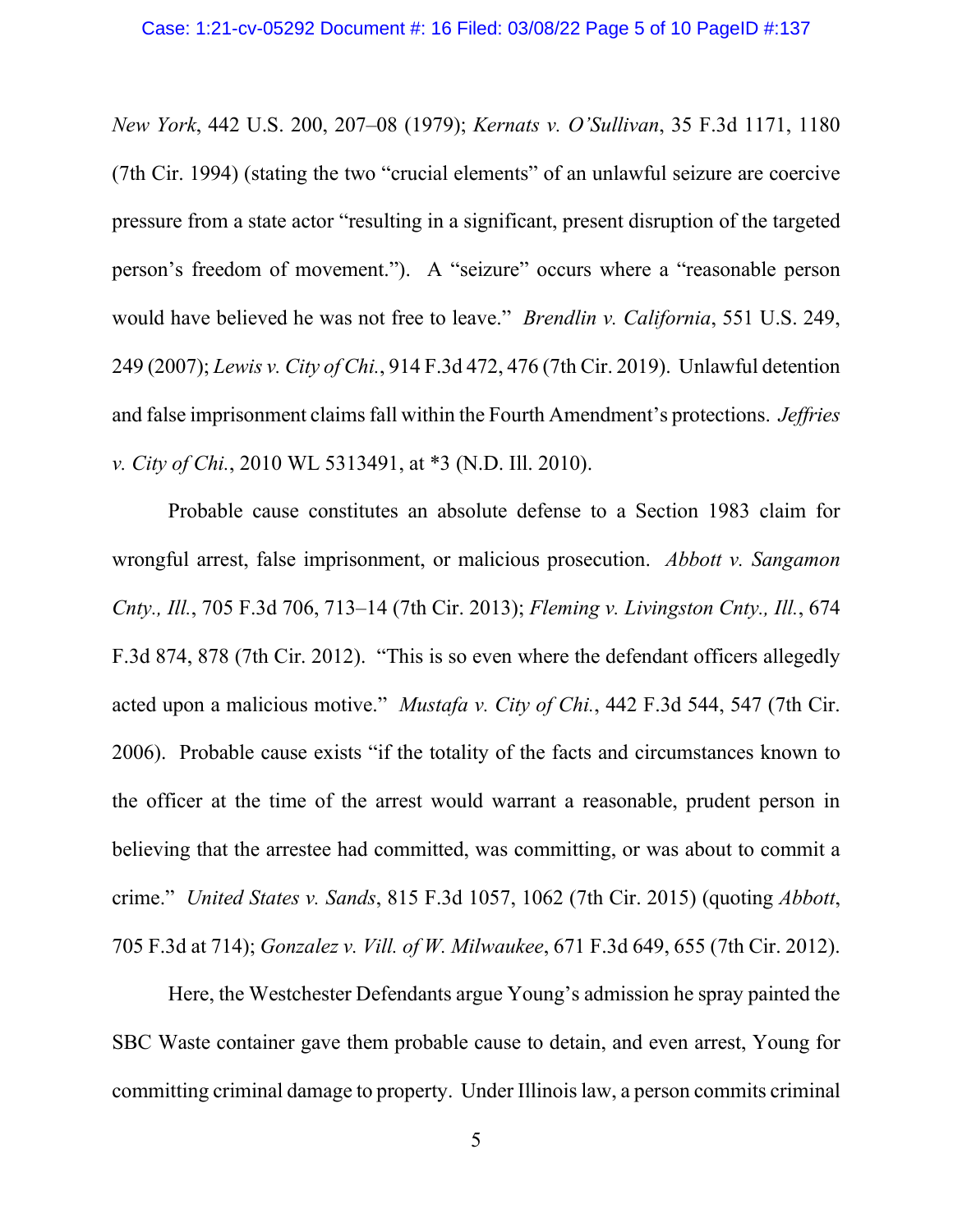*New York*, 442 U.S. 200, 207–08 (1979); *Kernats v. O'Sullivan*, 35 F.3d 1171, 1180 (7th Cir. 1994) (stating the two "crucial elements" of an unlawful seizure are coercive pressure from a state actor "resulting in a significant, present disruption of the targeted person's freedom of movement."). A "seizure" occurs where a "reasonable person would have believed he was not free to leave." *Brendlin v. California*, 551 U.S. 249, 249 (2007); *Lewis v. City of Chi.*, 914 F.3d 472, 476 (7th Cir. 2019). Unlawful detention and false imprisonment claims fall within the Fourth Amendment's protections. *Jeffries v. City of Chi.*, 2010 WL 5313491, at *3 (N.D. Ill. 2010).

Probable cause constitutes an absolute defense to a Section 1983 claim for wrongful arrest, false imprisonment, or malicious prosecution. *Abbott v. Sangamon Cnty., Ill.*, 705 F.3d 706, 713–14 (7th Cir. 2013); *Fleming v. Livingston Cnty., Ill.*, 674 F.3d 874, 878 (7th Cir. 2012). "This is so even where the defendant officers allegedly acted upon a malicious motive." *Mustafa v. City of Chi.*, 442 F.3d 544, 547 (7th Cir. 2006). Probable cause exists "if the totality of the facts and circumstances known to the officer at the time of the arrest would warrant a reasonable, prudent person in believing that the arrestee had committed, was committing, or was about to commit a crime." *United States v. Sands*, 815 F.3d 1057, 1062 (7th Cir. 2015) (quoting *Abbott*, 705 F.3d at 714); *Gonzalez v. Vill. of W. Milwaukee*, 671 F.3d 649, 655 (7th Cir. 2012).

Here, the Westchester Defendants argue Young's admission he spray painted the SBC Waste container gave them probable cause to detain, and even arrest, Young for committing criminal damage to property. Under Illinois law, a person commits criminal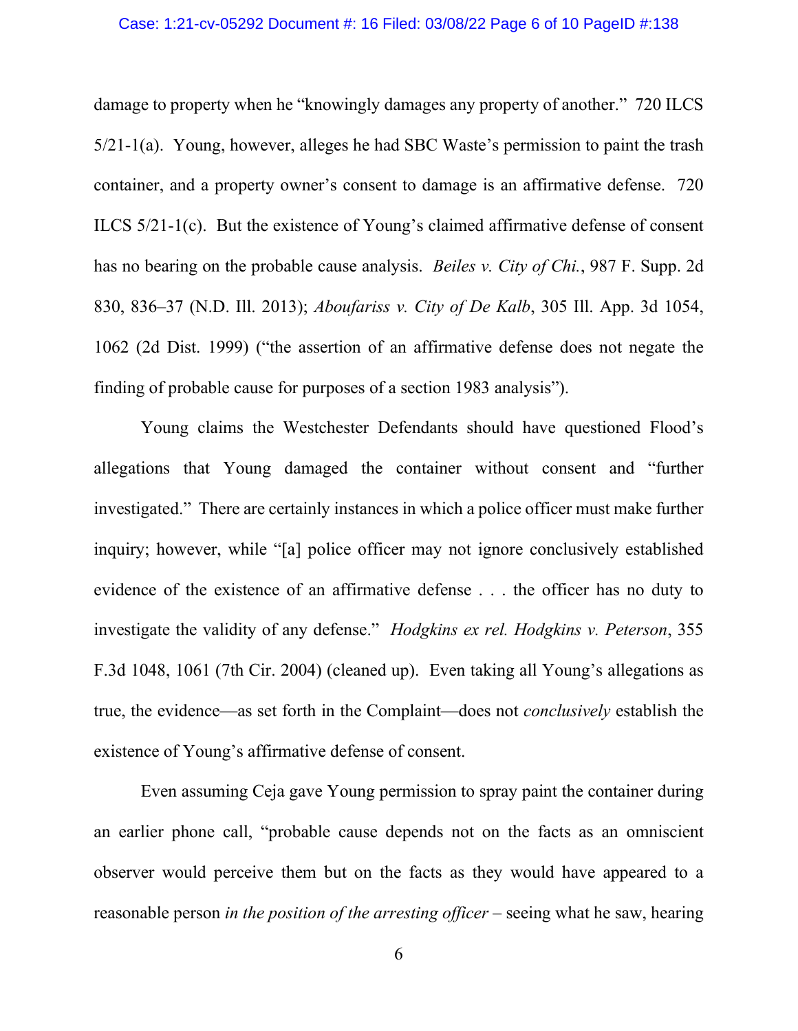damage to property when he "knowingly damages any property of another." 720 ILCS 5/21-1(a). Young, however, alleges he had SBC Waste's permission to paint the trash container, and a property owner's consent to damage is an affirmative defense. 720 ILCS 5/21-1(c). But the existence of Young's claimed affirmative defense of consent has no bearing on the probable cause analysis. *Beiles v. City of Chi.*, 987 F. Supp. 2d 830, 836–37 (N.D. Ill. 2013); *Aboufariss v. City of De Kalb*, 305 Ill. App. 3d 1054, 1062 (2d Dist. 1999) ("the assertion of an affirmative defense does not negate the finding of probable cause for purposes of a section 1983 analysis").

Young claims the Westchester Defendants should have questioned Flood's allegations that Young damaged the container without consent and "further investigated." There are certainly instances in which a police officer must make further inquiry; however, while "[a] police officer may not ignore conclusively established evidence of the existence of an affirmative defense . . . the officer has no duty to investigate the validity of any defense." *Hodgkins ex rel. Hodgkins v. Peterson*, 355 F.3d 1048, 1061 (7th Cir. 2004) (cleaned up). Even taking all Young's allegations as true, the evidence—as set forth in the Complaint—does not *conclusively* establish the existence of Young's affirmative defense of consent.

Even assuming Ceja gave Young permission to spray paint the container during an earlier phone call, "probable cause depends not on the facts as an omniscient observer would perceive them but on the facts as they would have appeared to a reasonable person *in the position of the arresting officer* – seeing what he saw, hearing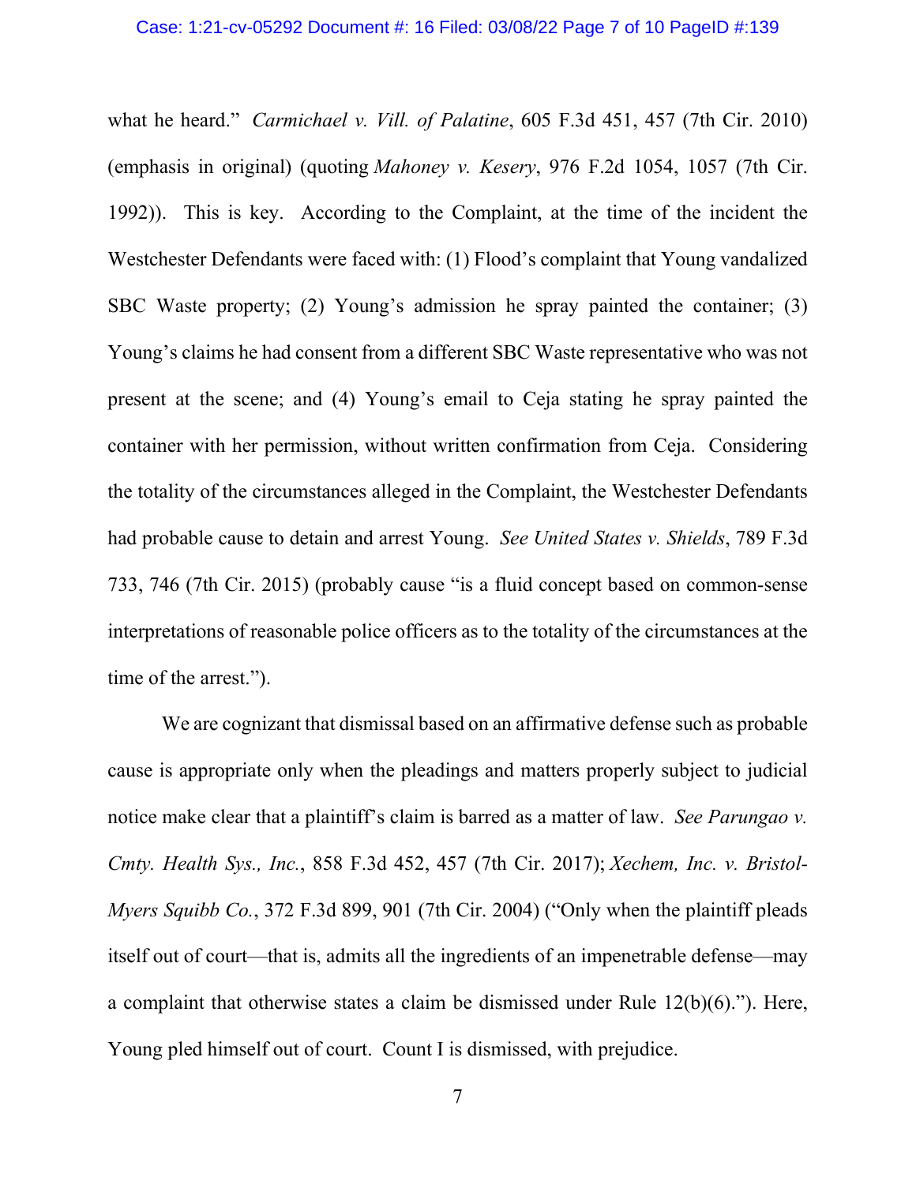what he heard." *Carmichael v. Vill. of Palatine*, 605 F.3d 451, 457 (7th Cir. 2010) (emphasis in original) (quoting *Mahoney v. Kesery*, 976 F.2d 1054, 1057 (7th Cir. 1992)). This is key. According to the Complaint, at the time of the incident the Westchester Defendants were faced with: (1) Flood's complaint that Young vandalized SBC Waste property; (2) Young's admission he spray painted the container; (3) Young's claims he had consent from a different SBC Waste representative who was not present at the scene; and (4) Young's email to Ceja stating he spray painted the container with her permission, without written confirmation from Ceja. Considering the totality of the circumstances alleged in the Complaint, the Westchester Defendants had probable cause to detain and arrest Young. *See United States v. Shields*, 789 F.3d 733, 746 (7th Cir. 2015) (probably cause "is a fluid concept based on common-sense interpretations of reasonable police officers as to the totality of the circumstances at the time of the arrest.").

We are cognizant that dismissal based on an affirmative defense such as probable cause is appropriate only when the pleadings and matters properly subject to judicial notice make clear that a plaintiff's claim is barred as a matter of law. *See Parungao v. Cmty. Health Sys., Inc.*, 858 F.3d 452, 457 (7th Cir. 2017); *Xechem, Inc. v. Bristol-Myers Squibb Co.*, 372 F.3d 899, 901 (7th Cir. 2004) ("Only when the plaintiff pleads itself out of court—that is, admits all the ingredients of an impenetrable defense—may a complaint that otherwise states a claim be dismissed under Rule 12(b)(6)."). Here, Young pled himself out of court. Count I is dismissed, with prejudice.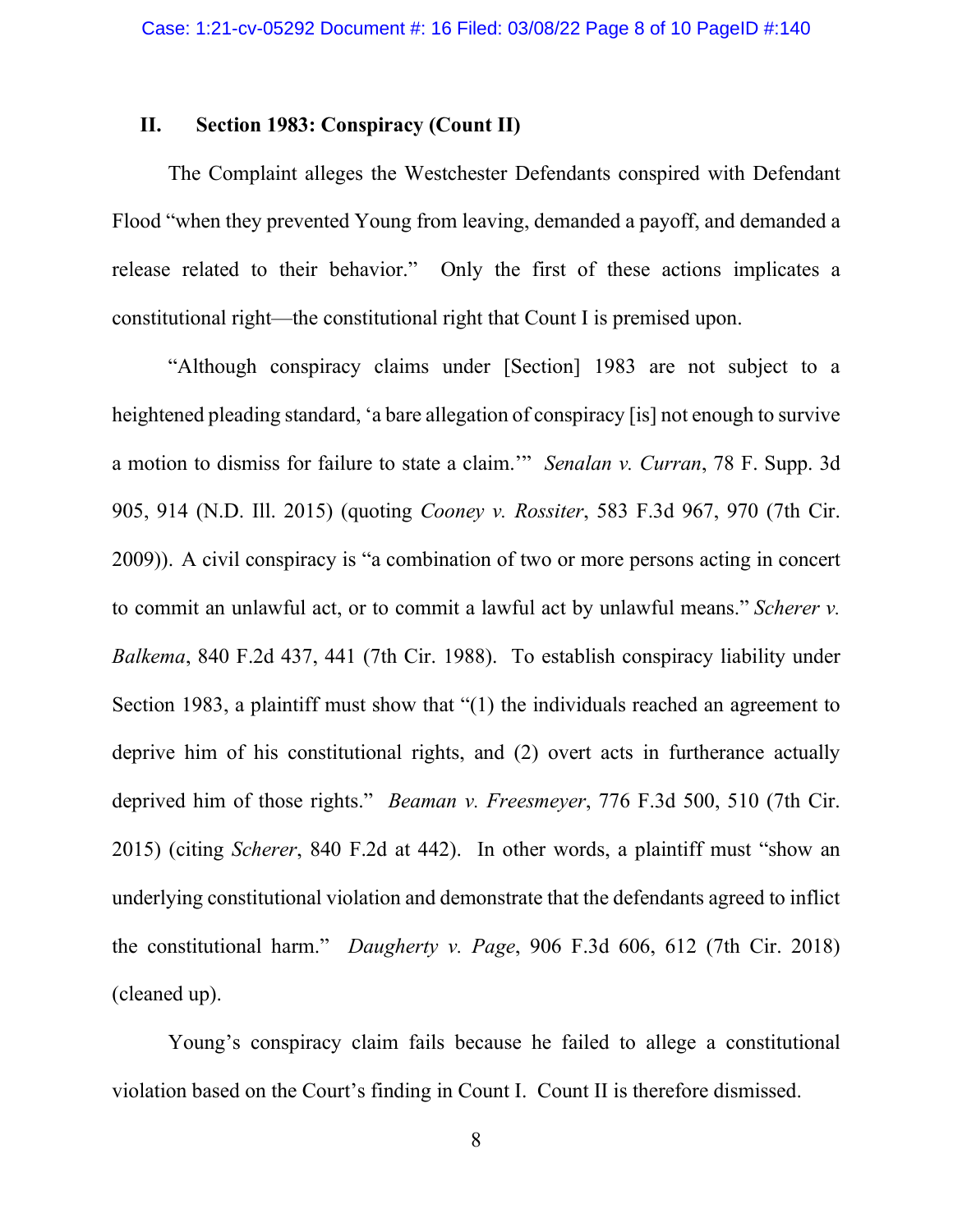## II. Section 1983: Conspiracy (Count II)

The Complaint alleges the Westchester Defendants conspired with Defendant Flood "when they prevented Young from leaving, demanded a payoff, and demanded a release related to their behavior." Only the first of these actions implicates a constitutional right—the constitutional right that Count I is premised upon.

"Although conspiracy claims under [Section] 1983 are not subject to a heightened pleading standard, 'a bare allegation of conspiracy [is] not enough to survive a motion to dismiss for failure to state a claim.'" *Senalan v. Curran*, 78 F. Supp. 3d 905, 914 (N.D. Ill. 2015) (quoting *Cooney v. Rossiter*, 583 F.3d 967, 970 (7th Cir. 2009)). A civil conspiracy is "a combination of two or more persons acting in concert to commit an unlawful act, or to commit a lawful act by unlawful means." *Scherer v. Balkema*, 840 F.2d 437, 441 (7th Cir. 1988). To establish conspiracy liability under Section 1983, a plaintiff must show that "(1) the individuals reached an agreement to deprive him of his constitutional rights, and (2) overt acts in furtherance actually deprived him of those rights." *Beaman v. Freesmeyer*, 776 F.3d 500, 510 (7th Cir. 2015) (citing *Scherer*, 840 F.2d at 442). In other words, a plaintiff must "show an underlying constitutional violation and demonstrate that the defendants agreed to inflict the constitutional harm." *Daugherty v. Page*, 906 F.3d 606, 612 (7th Cir. 2018) (cleaned up).

Young's conspiracy claim fails because he failed to allege a constitutional violation based on the Court's finding in Count I. Count II is therefore dismissed.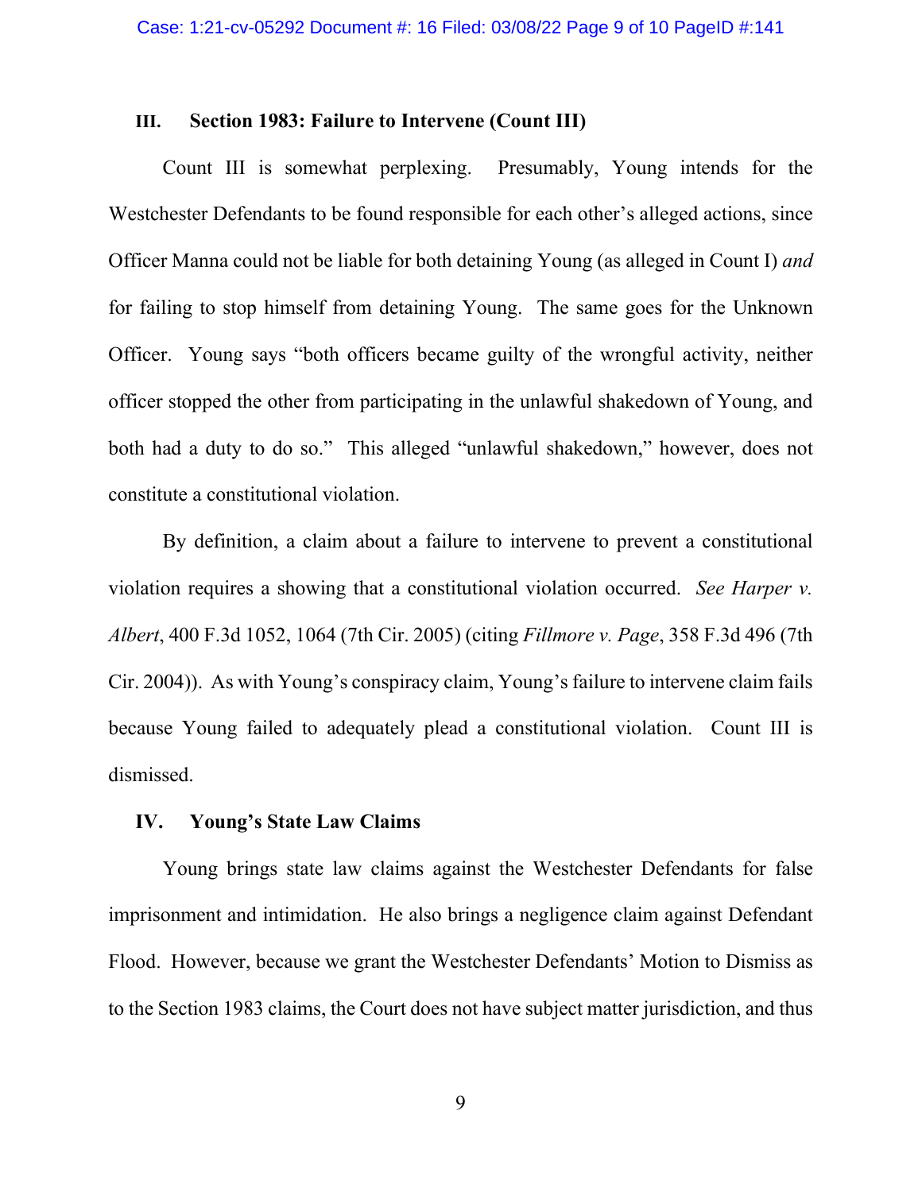### III. Section 1983: Failure to Intervene (Count III)

Count III is somewhat perplexing. Presumably, Young intends for the Westchester Defendants to be found responsible for each other's alleged actions, since Officer Manna could not be liable for both detaining Young (as alleged in Count I) *and* for failing to stop himself from detaining Young. The same goes for the Unknown Officer. Young says "both officers became guilty of the wrongful activity, neither officer stopped the other from participating in the unlawful shakedown of Young, and both had a duty to do so." This alleged "unlawful shakedown," however, does not constitute a constitutional violation.

By definition, a claim about a failure to intervene to prevent a constitutional violation requires a showing that a constitutional violation occurred. *See Harper v. Albert*, 400 F.3d 1052, 1064 (7th Cir. 2005) (citing *Fillmore v. Page*, 358 F.3d 496 (7th Cir. 2004)). As with Young's conspiracy claim, Young's failure to intervene claim fails because Young failed to adequately plead a constitutional violation. Count III is dismissed.

### IV. Young's State Law Claims

Young brings state law claims against the Westchester Defendants for false imprisonment and intimidation. He also brings a negligence claim against Defendant Flood. However, because we grant the Westchester Defendants' Motion to Dismiss as to the Section 1983 claims, the Court does not have subject matter jurisdiction, and thus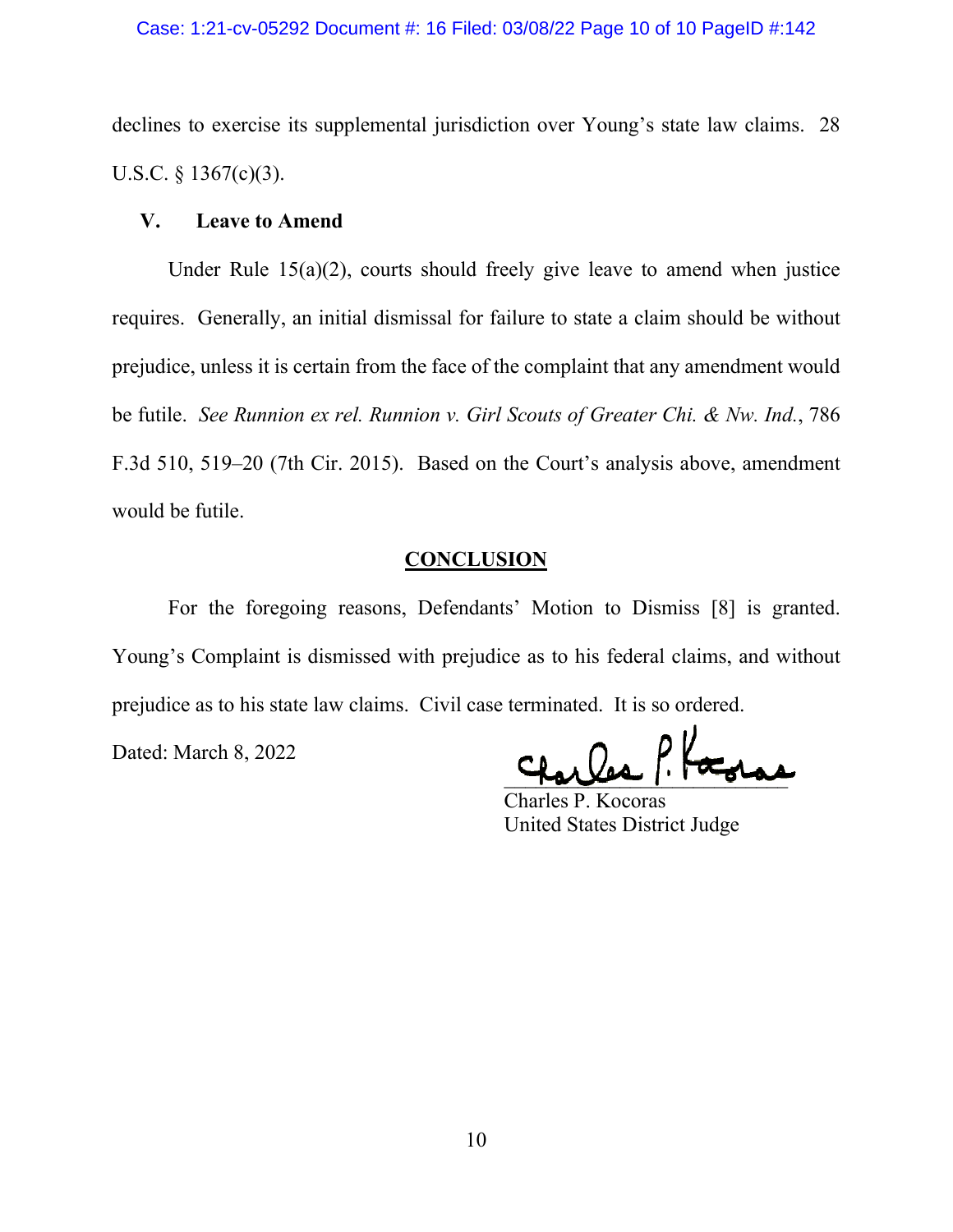declines to exercise its supplemental jurisdiction over Young's state law claims. 28 U.S.C. § 1367(c)(3).

### V. Leave to Amend

Under Rule 15(a)(2), courts should freely give leave to amend when justice requires. Generally, an initial dismissal for failure to state a claim should be without prejudice, unless it is certain from the face of the complaint that any amendment would be futile. *See Runnion ex rel. Runnion v. Girl Scouts of Greater Chi. & Nw. Ind.*, 786 F.3d 510, 519–20 (7th Cir. 2015). Based on the Court's analysis above, amendment would be futile.

## CONCLUSION

For the foregoing reasons, Defendants' Motion to Dismiss [8] is granted. Young's Complaint is dismissed with prejudice as to his federal claims, and without prejudice as to his state law claims. Civil case terminated. It is so ordered.

Dated: March 8, 2022

Charles P. Kocoras
United States District Judge